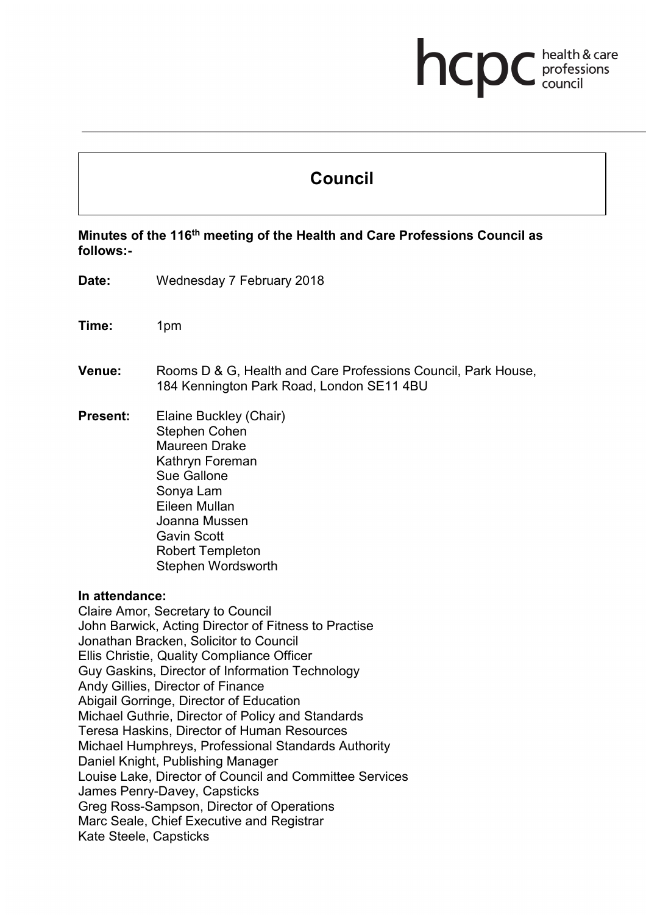# Council

**Minutes of the 116th meeting of the Health and Care Professions Council as follows:-**

**Date:** Wednesday 7 February 2018

**Time:** 1pm

**Venue:** Rooms D & G, Health and Care Professions Council, Park House, 184 Kennington Park Road, London SE11 4BU

**Present:** Elaine Buckley (Chair)
Stephen Cohen
Maureen Drake
Kathryn Foreman
Sue Gallone
Sonya Lam
Eileen Mullan
Joanna Mussen
Gavin Scott
Robert Templeton
Stephen Wordsworth

**In attendance:**
Claire Amor, Secretary to Council
John Barwick, Acting Director of Fitness to Practise
Jonathan Bracken, Solicitor to Council
Ellis Christie, Quality Compliance Officer
Guy Gaskins, Director of Information Technology
Andy Gillies, Director of Finance
Abigail Gorringe, Director of Education
Michael Guthrie, Director of Policy and Standards
Teresa Haskins, Director of Human Resources
Michael Humphreys, Professional Standards Authority
Daniel Knight, Publishing Manager
Louise Lake, Director of Council and Committee Services
James Penry-Davey, Capsticks
Greg Ross-Sampson, Director of Operations
Marc Seale, Chief Executive and Registrar
Kate Steele, Capsticks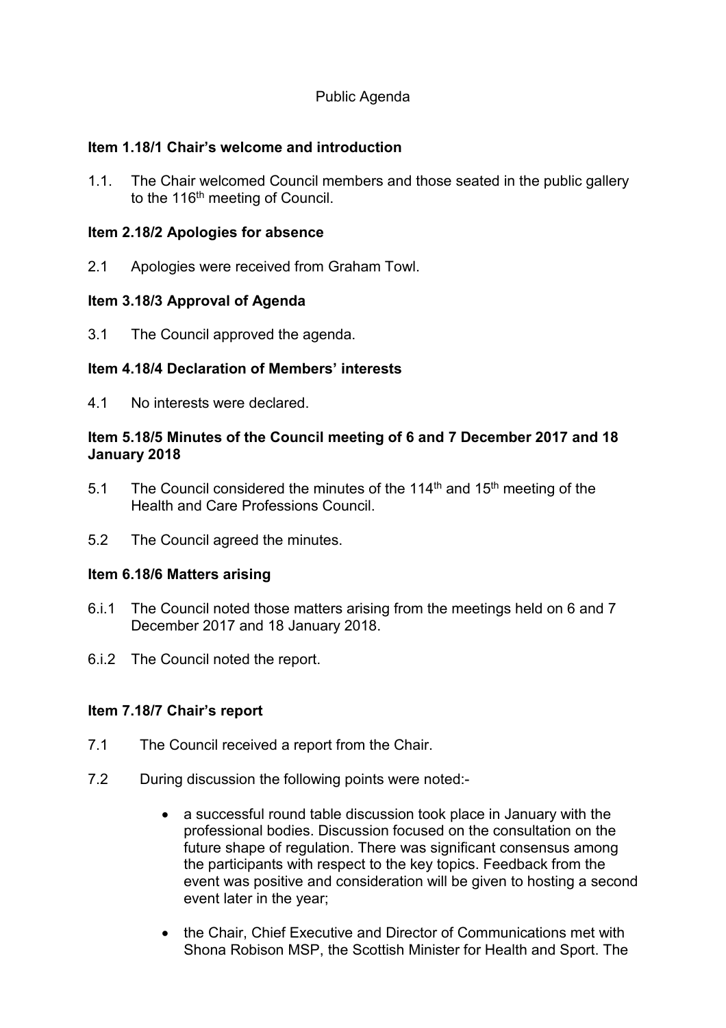Public Agenda

**Item 1.18/1 Chair's welcome and introduction**

1.1. The Chair welcomed Council members and those seated in the public gallery to the 116th meeting of Council.

**Item 2.18/2 Apologies for absence**

2.1 Apologies were received from Graham Towl.

**Item 3.18/3 Approval of Agenda**

3.1 The Council approved the agenda.

**Item 4.18/4 Declaration of Members' interests**

4.1 No interests were declared.

**Item 5.18/5 Minutes of the Council meeting of 6 and 7 December 2017 and 18 January 2018**

5.1 The Council considered the minutes of the 114th and 15th meeting of the Health and Care Professions Council.

5.2 The Council agreed the minutes.

**Item 6.18/6 Matters arising**

6.i.1 The Council noted those matters arising from the meetings held on 6 and 7 December 2017 and 18 January 2018.

6.i.2 The Council noted the report.

**Item 7.18/7 Chair's report**

7.1 The Council received a report from the Chair.

7.2 During discussion the following points were noted:-

- a successful round table discussion took place in January with the professional bodies. Discussion focused on the consultation on the future shape of regulation. There was significant consensus among the participants with respect to the key topics. Feedback from the event was positive and consideration will be given to hosting a second event later in the year;

- the Chair, Chief Executive and Director of Communications met with Shona Robison MSP, the Scottish Minister for Health and Sport. The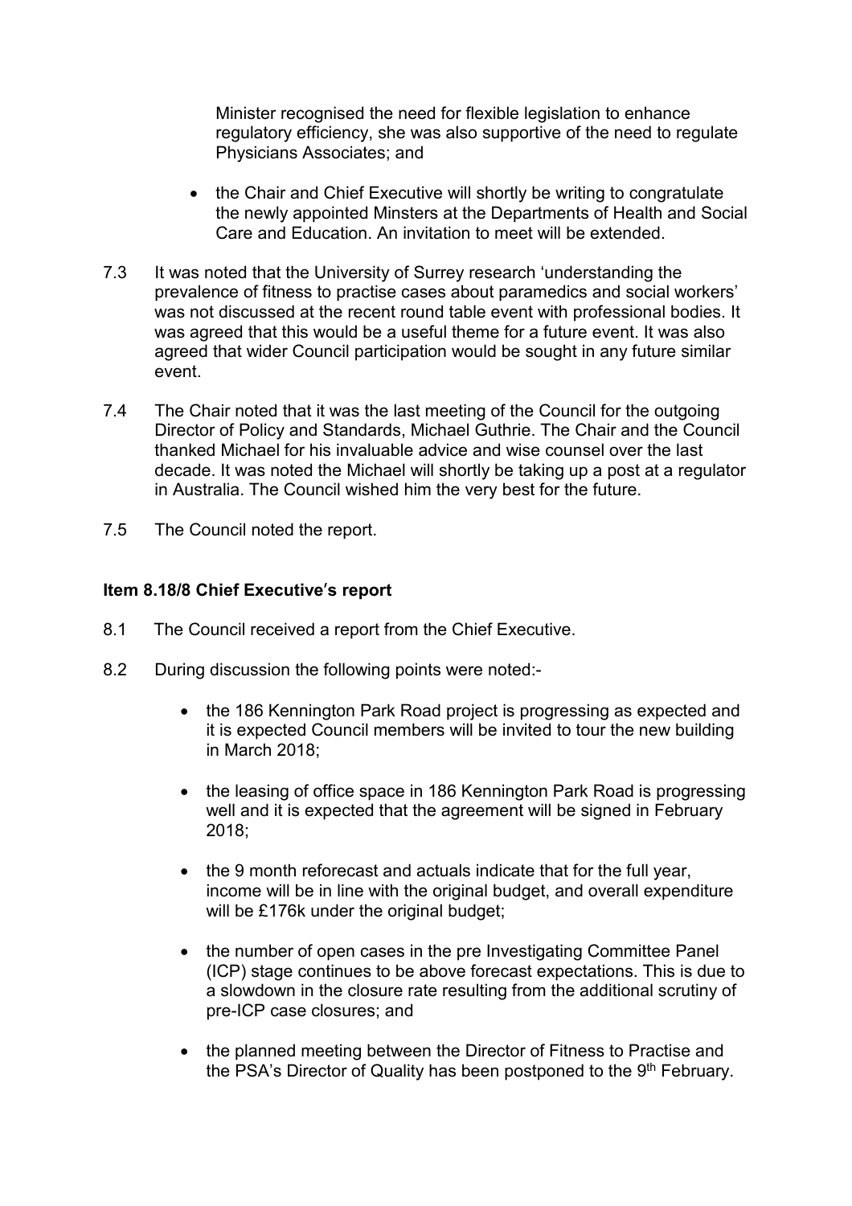Minister recognised the need for flexible legislation to enhance regulatory efficiency, she was also supportive of the need to regulate Physicians Associates; and

- the Chair and Chief Executive will shortly be writing to congratulate the newly appointed Minsters at the Departments of Health and Social Care and Education. An invitation to meet will be extended.

7.3 It was noted that the University of Surrey research 'understanding the prevalence of fitness to practise cases about paramedics and social workers' was not discussed at the recent round table event with professional bodies. It was agreed that this would be a useful theme for a future event. It was also agreed that wider Council participation would be sought in any future similar event.

7.4 The Chair noted that it was the last meeting of the Council for the outgoing Director of Policy and Standards, Michael Guthrie. The Chair and the Council thanked Michael for his invaluable advice and wise counsel over the last decade. It was noted the Michael will shortly be taking up a post at a regulator in Australia. The Council wished him the very best for the future.

7.5 The Council noted the report.

**Item 8.18/8 Chief Executive's report**

8.1 The Council received a report from the Chief Executive.

8.2 During discussion the following points were noted:-

- the 186 Kennington Park Road project is progressing as expected and it is expected Council members will be invited to tour the new building in March 2018;

- the leasing of office space in 186 Kennington Park Road is progressing well and it is expected that the agreement will be signed in February 2018;

- the 9 month reforecast and actuals indicate that for the full year, income will be in line with the original budget, and overall expenditure will be £176k under the original budget;

- the number of open cases in the pre Investigating Committee Panel (ICP) stage continues to be above forecast expectations. This is due to a slowdown in the closure rate resulting from the additional scrutiny of pre-ICP case closures; and

- the planned meeting between the Director of Fitness to Practise and the PSA's Director of Quality has been postponed to the 9th February.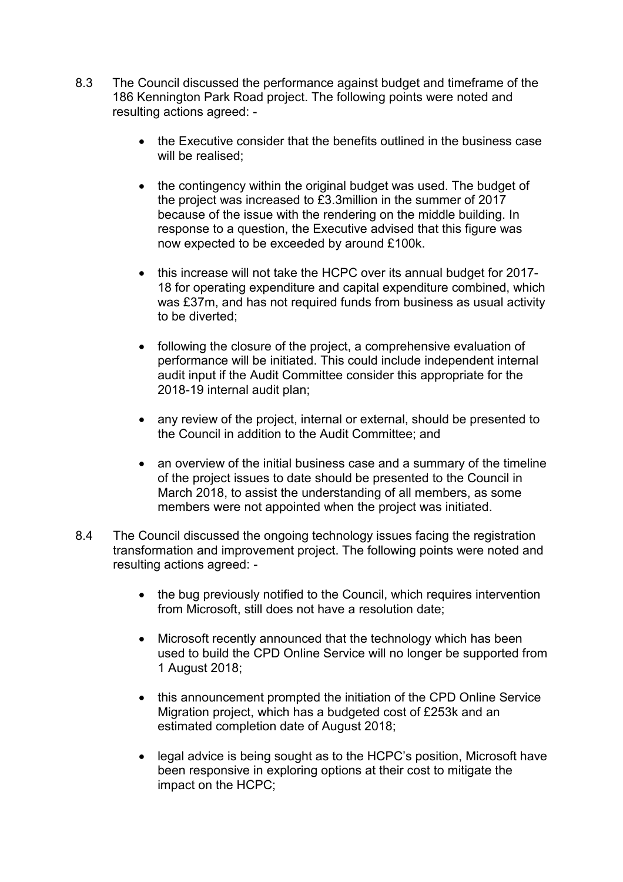8.3 The Council discussed the performance against budget and timeframe of the 186 Kennington Park Road project. The following points were noted and resulting actions agreed: -

- the Executive consider that the benefits outlined in the business case will be realised;
- the contingency within the original budget was used. The budget of the project was increased to £3.3million in the summer of 2017 because of the issue with the rendering on the middle building. In response to a question, the Executive advised that this figure was now expected to be exceeded by around £100k.
- this increase will not take the HCPC over its annual budget for 2017-18 for operating expenditure and capital expenditure combined, which was £37m, and has not required funds from business as usual activity to be diverted;
- following the closure of the project, a comprehensive evaluation of performance will be initiated. This could include independent internal audit input if the Audit Committee consider this appropriate for the 2018-19 internal audit plan;
- any review of the project, internal or external, should be presented to the Council in addition to the Audit Committee; and
- an overview of the initial business case and a summary of the timeline of the project issues to date should be presented to the Council in March 2018, to assist the understanding of all members, as some members were not appointed when the project was initiated.

8.4 The Council discussed the ongoing technology issues facing the registration transformation and improvement project. The following points were noted and resulting actions agreed: -

- the bug previously notified to the Council, which requires intervention from Microsoft, still does not have a resolution date;
- Microsoft recently announced that the technology which has been used to build the CPD Online Service will no longer be supported from 1 August 2018;
- this announcement prompted the initiation of the CPD Online Service Migration project, which has a budgeted cost of £253k and an estimated completion date of August 2018;
- legal advice is being sought as to the HCPC's position, Microsoft have been responsive in exploring options at their cost to mitigate the impact on the HCPC;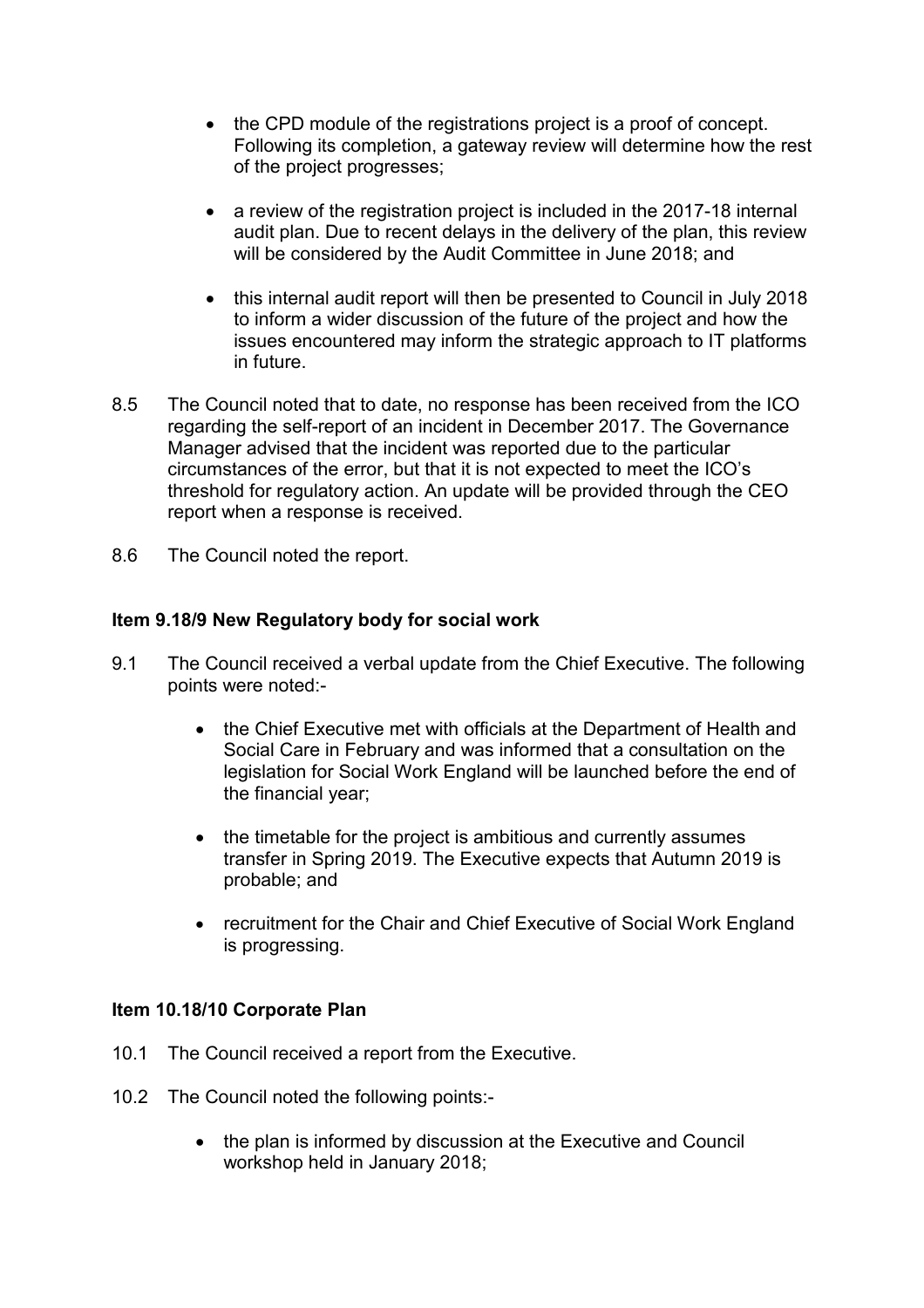- the CPD module of the registrations project is a proof of concept. Following its completion, a gateway review will determine how the rest of the project progresses;

- a review of the registration project is included in the 2017-18 internal audit plan. Due to recent delays in the delivery of the plan, this review will be considered by the Audit Committee in June 2018; and

- this internal audit report will then be presented to Council in July 2018 to inform a wider discussion of the future of the project and how the issues encountered may inform the strategic approach to IT platforms in future.

8.5 The Council noted that to date, no response has been received from the ICO regarding the self-report of an incident in December 2017. The Governance Manager advised that the incident was reported due to the particular circumstances of the error, but that it is not expected to meet the ICO's threshold for regulatory action. An update will be provided through the CEO report when a response is received.

8.6 The Council noted the report.

**Item 9.18/9 New Regulatory body for social work**

9.1 The Council received a verbal update from the Chief Executive. The following points were noted:-

- the Chief Executive met with officials at the Department of Health and Social Care in February and was informed that a consultation on the legislation for Social Work England will be launched before the end of the financial year;

- the timetable for the project is ambitious and currently assumes transfer in Spring 2019. The Executive expects that Autumn 2019 is probable; and

- recruitment for the Chair and Chief Executive of Social Work England is progressing.

**Item 10.18/10 Corporate Plan**

10.1 The Council received a report from the Executive.

10.2 The Council noted the following points:-

- the plan is informed by discussion at the Executive and Council workshop held in January 2018;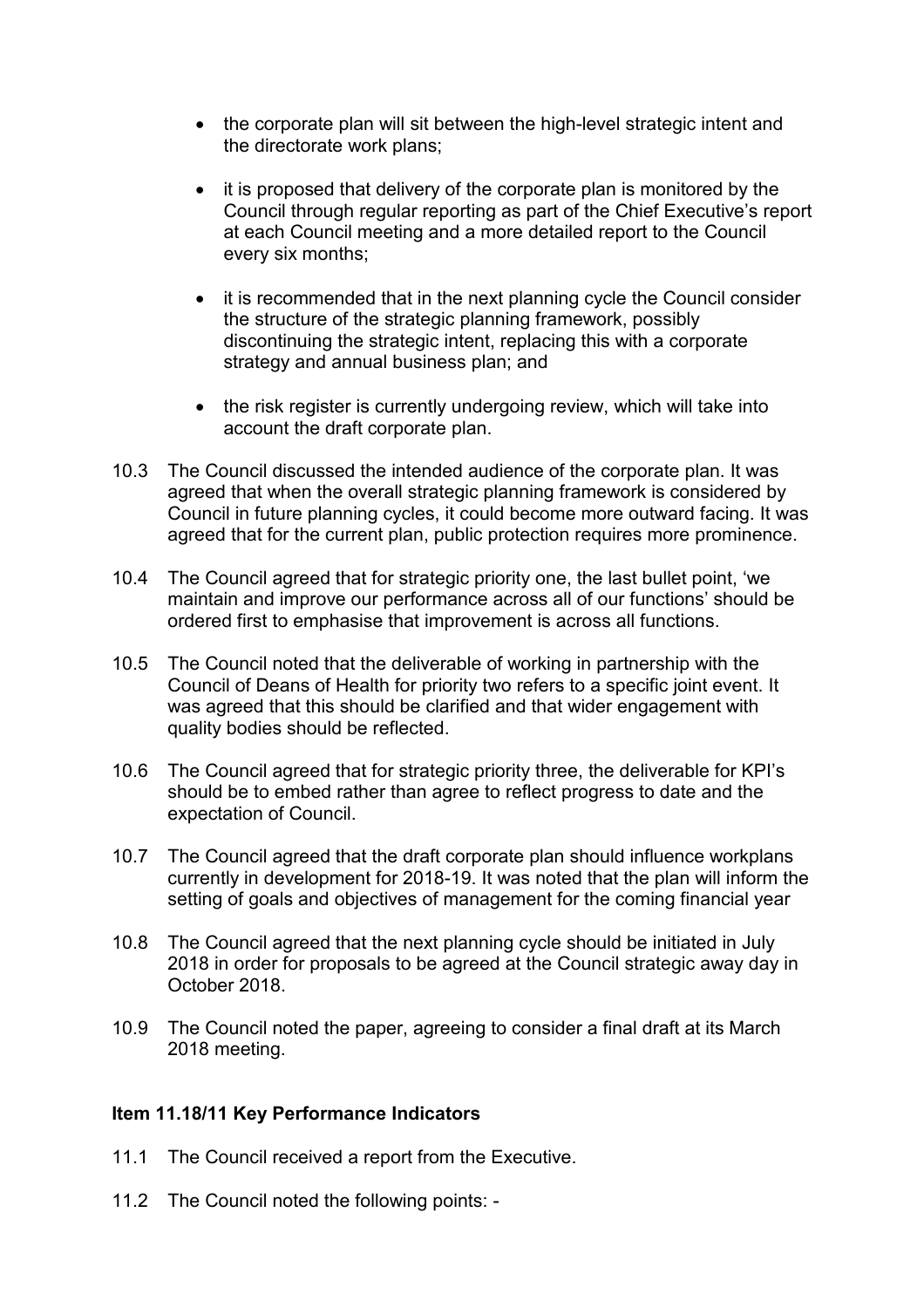- the corporate plan will sit between the high-level strategic intent and the directorate work plans;
- it is proposed that delivery of the corporate plan is monitored by the Council through regular reporting as part of the Chief Executive's report at each Council meeting and a more detailed report to the Council every six months;
- it is recommended that in the next planning cycle the Council consider the structure of the strategic planning framework, possibly discontinuing the strategic intent, replacing this with a corporate strategy and annual business plan; and
- the risk register is currently undergoing review, which will take into account the draft corporate plan.

10.3 The Council discussed the intended audience of the corporate plan. It was agreed that when the overall strategic planning framework is considered by Council in future planning cycles, it could become more outward facing. It was agreed that for the current plan, public protection requires more prominence.

10.4 The Council agreed that for strategic priority one, the last bullet point, 'we maintain and improve our performance across all of our functions' should be ordered first to emphasise that improvement is across all functions.

10.5 The Council noted that the deliverable of working in partnership with the Council of Deans of Health for priority two refers to a specific joint event. It was agreed that this should be clarified and that wider engagement with quality bodies should be reflected.

10.6 The Council agreed that for strategic priority three, the deliverable for KPI's should be to embed rather than agree to reflect progress to date and the expectation of Council.

10.7 The Council agreed that the draft corporate plan should influence workplans currently in development for 2018-19. It was noted that the plan will inform the setting of goals and objectives of management for the coming financial year

10.8 The Council agreed that the next planning cycle should be initiated in July 2018 in order for proposals to be agreed at the Council strategic away day in October 2018.

10.9 The Council noted the paper, agreeing to consider a final draft at its March 2018 meeting.

**Item 11.18/11 Key Performance Indicators**

11.1 The Council received a report from the Executive.

11.2 The Council noted the following points: -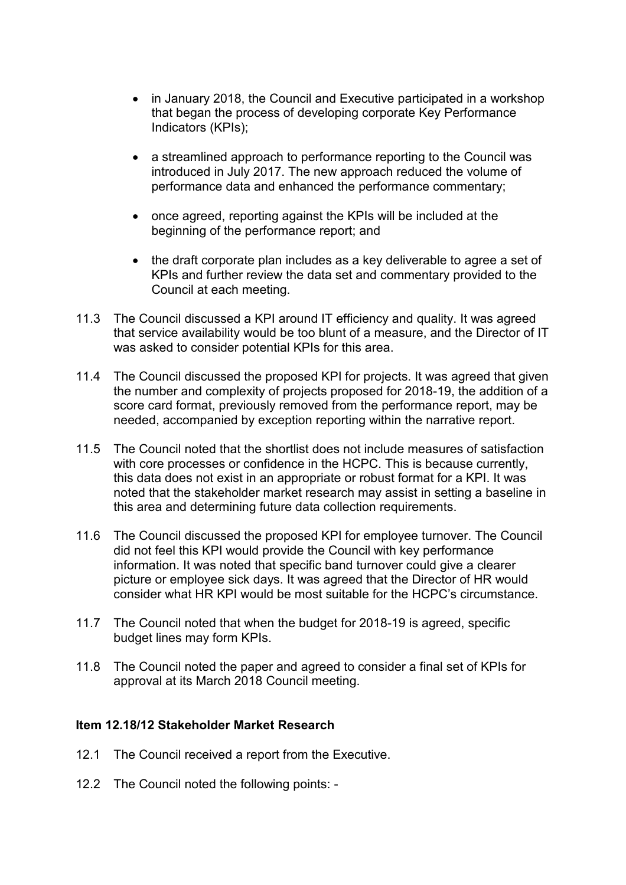- in January 2018, the Council and Executive participated in a workshop that began the process of developing corporate Key Performance Indicators (KPIs);

- a streamlined approach to performance reporting to the Council was introduced in July 2017. The new approach reduced the volume of performance data and enhanced the performance commentary;

- once agreed, reporting against the KPIs will be included at the beginning of the performance report; and

- the draft corporate plan includes as a key deliverable to agree a set of KPIs and further review the data set and commentary provided to the Council at each meeting.

11.3 The Council discussed a KPI around IT efficiency and quality. It was agreed that service availability would be too blunt of a measure, and the Director of IT was asked to consider potential KPIs for this area.

11.4 The Council discussed the proposed KPI for projects. It was agreed that given the number and complexity of projects proposed for 2018-19, the addition of a score card format, previously removed from the performance report, may be needed, accompanied by exception reporting within the narrative report.

11.5 The Council noted that the shortlist does not include measures of satisfaction with core processes or confidence in the HCPC. This is because currently, this data does not exist in an appropriate or robust format for a KPI. It was noted that the stakeholder market research may assist in setting a baseline in this area and determining future data collection requirements.

11.6 The Council discussed the proposed KPI for employee turnover. The Council did not feel this KPI would provide the Council with key performance information. It was noted that specific band turnover could give a clearer picture or employee sick days. It was agreed that the Director of HR would consider what HR KPI would be most suitable for the HCPC's circumstance.

11.7 The Council noted that when the budget for 2018-19 is agreed, specific budget lines may form KPIs.

11.8 The Council noted the paper and agreed to consider a final set of KPIs for approval at its March 2018 Council meeting.

**Item 12.18/12 Stakeholder Market Research**

12.1 The Council received a report from the Executive.

12.2 The Council noted the following points: -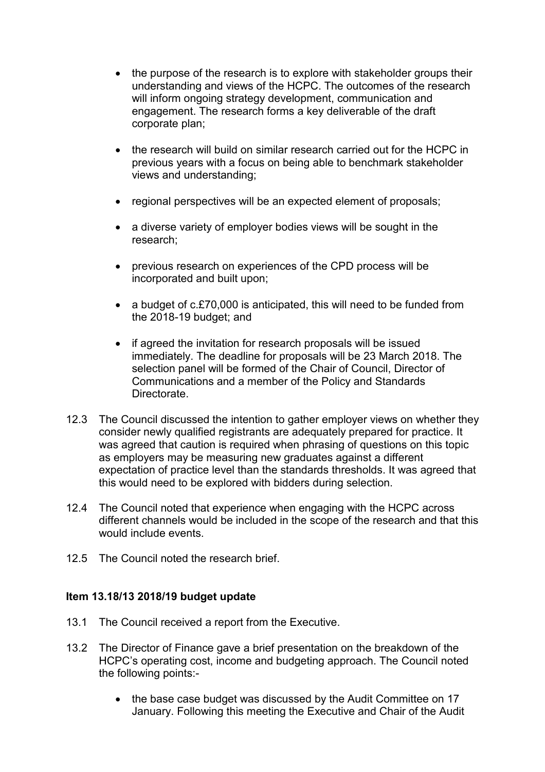- the purpose of the research is to explore with stakeholder groups their understanding and views of the HCPC. The outcomes of the research will inform ongoing strategy development, communication and engagement. The research forms a key deliverable of the draft corporate plan;

- the research will build on similar research carried out for the HCPC in previous years with a focus on being able to benchmark stakeholder views and understanding;

- regional perspectives will be an expected element of proposals;

- a diverse variety of employer bodies views will be sought in the research;

- previous research on experiences of the CPD process will be incorporated and built upon;

- a budget of c.£70,000 is anticipated, this will need to be funded from the 2018-19 budget; and

- if agreed the invitation for research proposals will be issued immediately. The deadline for proposals will be 23 March 2018. The selection panel will be formed of the Chair of Council, Director of Communications and a member of the Policy and Standards Directorate.

12.3 The Council discussed the intention to gather employer views on whether they consider newly qualified registrants are adequately prepared for practice. It was agreed that caution is required when phrasing of questions on this topic as employers may be measuring new graduates against a different expectation of practice level than the standards thresholds. It was agreed that this would need to be explored with bidders during selection.

12.4 The Council noted that experience when engaging with the HCPC across different channels would be included in the scope of the research and that this would include events.

12.5 The Council noted the research brief.

**Item 13.18/13 2018/19 budget update**

13.1 The Council received a report from the Executive.

13.2 The Director of Finance gave a brief presentation on the breakdown of the HCPC's operating cost, income and budgeting approach. The Council noted the following points:-

- the base case budget was discussed by the Audit Committee on 17 January. Following this meeting the Executive and Chair of the Audit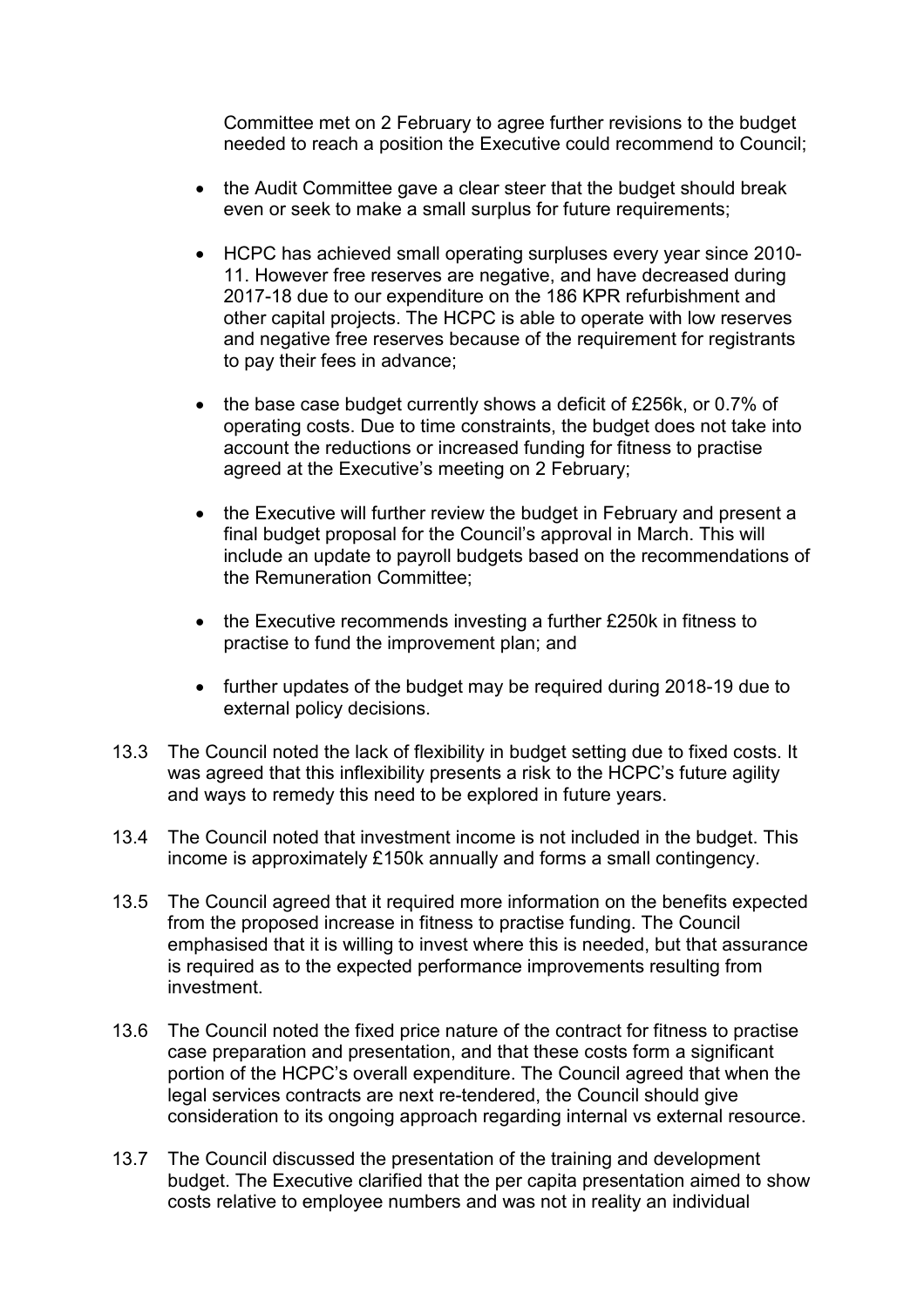Committee met on 2 February to agree further revisions to the budget needed to reach a position the Executive could recommend to Council;

- the Audit Committee gave a clear steer that the budget should break even or seek to make a small surplus for future requirements;
- HCPC has achieved small operating surpluses every year since 2010-11. However free reserves are negative, and have decreased during 2017-18 due to our expenditure on the 186 KPR refurbishment and other capital projects. The HCPC is able to operate with low reserves and negative free reserves because of the requirement for registrants to pay their fees in advance;
- the base case budget currently shows a deficit of £256k, or 0.7% of operating costs. Due to time constraints, the budget does not take into account the reductions or increased funding for fitness to practise agreed at the Executive's meeting on 2 February;
- the Executive will further review the budget in February and present a final budget proposal for the Council's approval in March. This will include an update to payroll budgets based on the recommendations of the Remuneration Committee;
- the Executive recommends investing a further £250k in fitness to practise to fund the improvement plan; and
- further updates of the budget may be required during 2018-19 due to external policy decisions.

13.3 The Council noted the lack of flexibility in budget setting due to fixed costs. It was agreed that this inflexibility presents a risk to the HCPC's future agility and ways to remedy this need to be explored in future years.

13.4 The Council noted that investment income is not included in the budget. This income is approximately £150k annually and forms a small contingency.

13.5 The Council agreed that it required more information on the benefits expected from the proposed increase in fitness to practise funding. The Council emphasised that it is willing to invest where this is needed, but that assurance is required as to the expected performance improvements resulting from investment.

13.6 The Council noted the fixed price nature of the contract for fitness to practise case preparation and presentation, and that these costs form a significant portion of the HCPC's overall expenditure. The Council agreed that when the legal services contracts are next re-tendered, the Council should give consideration to its ongoing approach regarding internal vs external resource.

13.7 The Council discussed the presentation of the training and development budget. The Executive clarified that the per capita presentation aimed to show costs relative to employee numbers and was not in reality an individual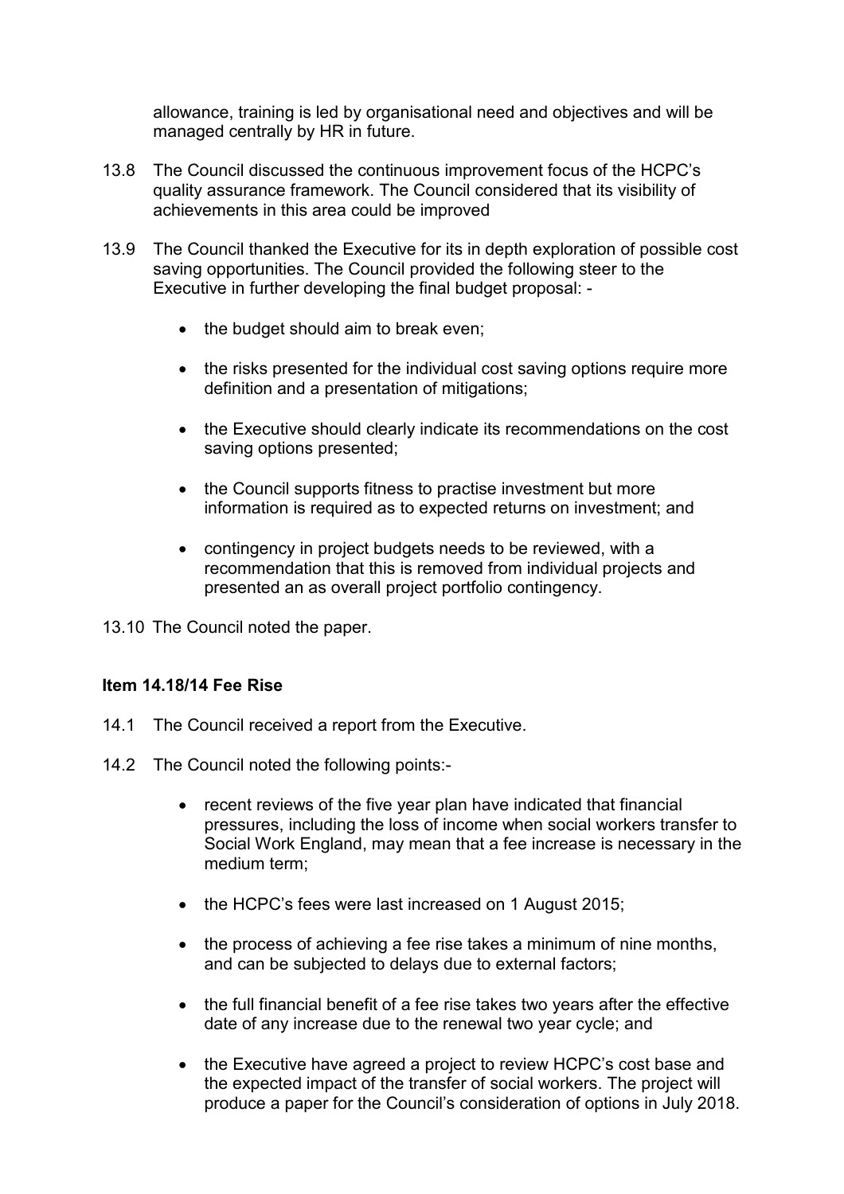allowance, training is led by organisational need and objectives and will be managed centrally by HR in future.

13.8 The Council discussed the continuous improvement focus of the HCPC's quality assurance framework. The Council considered that its visibility of achievements in this area could be improved

13.9 The Council thanked the Executive for its in depth exploration of possible cost saving opportunities. The Council provided the following steer to the Executive in further developing the final budget proposal: -

- the budget should aim to break even;
- the risks presented for the individual cost saving options require more definition and a presentation of mitigations;
- the Executive should clearly indicate its recommendations on the cost saving options presented;
- the Council supports fitness to practise investment but more information is required as to expected returns on investment; and
- contingency in project budgets needs to be reviewed, with a recommendation that this is removed from individual projects and presented an as overall project portfolio contingency.

13.10 The Council noted the paper.

**Item 14.18/14 Fee Rise**

14.1 The Council received a report from the Executive.

14.2 The Council noted the following points:-

- recent reviews of the five year plan have indicated that financial pressures, including the loss of income when social workers transfer to Social Work England, may mean that a fee increase is necessary in the medium term;
- the HCPC's fees were last increased on 1 August 2015;
- the process of achieving a fee rise takes a minimum of nine months, and can be subjected to delays due to external factors;
- the full financial benefit of a fee rise takes two years after the effective date of any increase due to the renewal two year cycle; and
- the Executive have agreed a project to review HCPC's cost base and the expected impact of the transfer of social workers. The project will produce a paper for the Council's consideration of options in July 2018.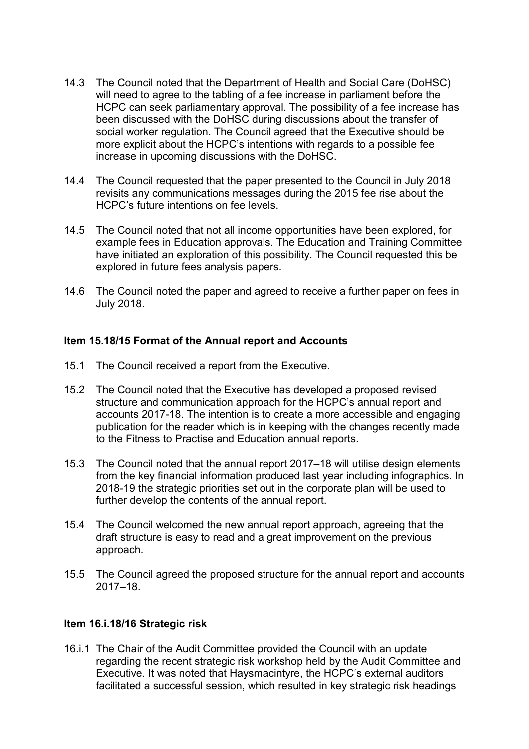14.3 The Council noted that the Department of Health and Social Care (DoHSC) will need to agree to the tabling of a fee increase in parliament before the HCPC can seek parliamentary approval. The possibility of a fee increase has been discussed with the DoHSC during discussions about the transfer of social worker regulation. The Council agreed that the Executive should be more explicit about the HCPC's intentions with regards to a possible fee increase in upcoming discussions with the DoHSC.

14.4 The Council requested that the paper presented to the Council in July 2018 revisits any communications messages during the 2015 fee rise about the HCPC's future intentions on fee levels.

14.5 The Council noted that not all income opportunities have been explored, for example fees in Education approvals. The Education and Training Committee have initiated an exploration of this possibility. The Council requested this be explored in future fees analysis papers.

14.6 The Council noted the paper and agreed to receive a further paper on fees in July 2018.

**Item 15.18/15 Format of the Annual report and Accounts**

15.1 The Council received a report from the Executive.

15.2 The Council noted that the Executive has developed a proposed revised structure and communication approach for the HCPC's annual report and accounts 2017-18. The intention is to create a more accessible and engaging publication for the reader which is in keeping with the changes recently made to the Fitness to Practise and Education annual reports.

15.3 The Council noted that the annual report 2017–18 will utilise design elements from the key financial information produced last year including infographics. In 2018-19 the strategic priorities set out in the corporate plan will be used to further develop the contents of the annual report.

15.4 The Council welcomed the new annual report approach, agreeing that the draft structure is easy to read and a great improvement on the previous approach.

15.5 The Council agreed the proposed structure for the annual report and accounts 2017–18.

**Item 16.i.18/16 Strategic risk**

16.i.1 The Chair of the Audit Committee provided the Council with an update regarding the recent strategic risk workshop held by the Audit Committee and Executive. It was noted that Haysmacintyre, the HCPC's external auditors facilitated a successful session, which resulted in key strategic risk headings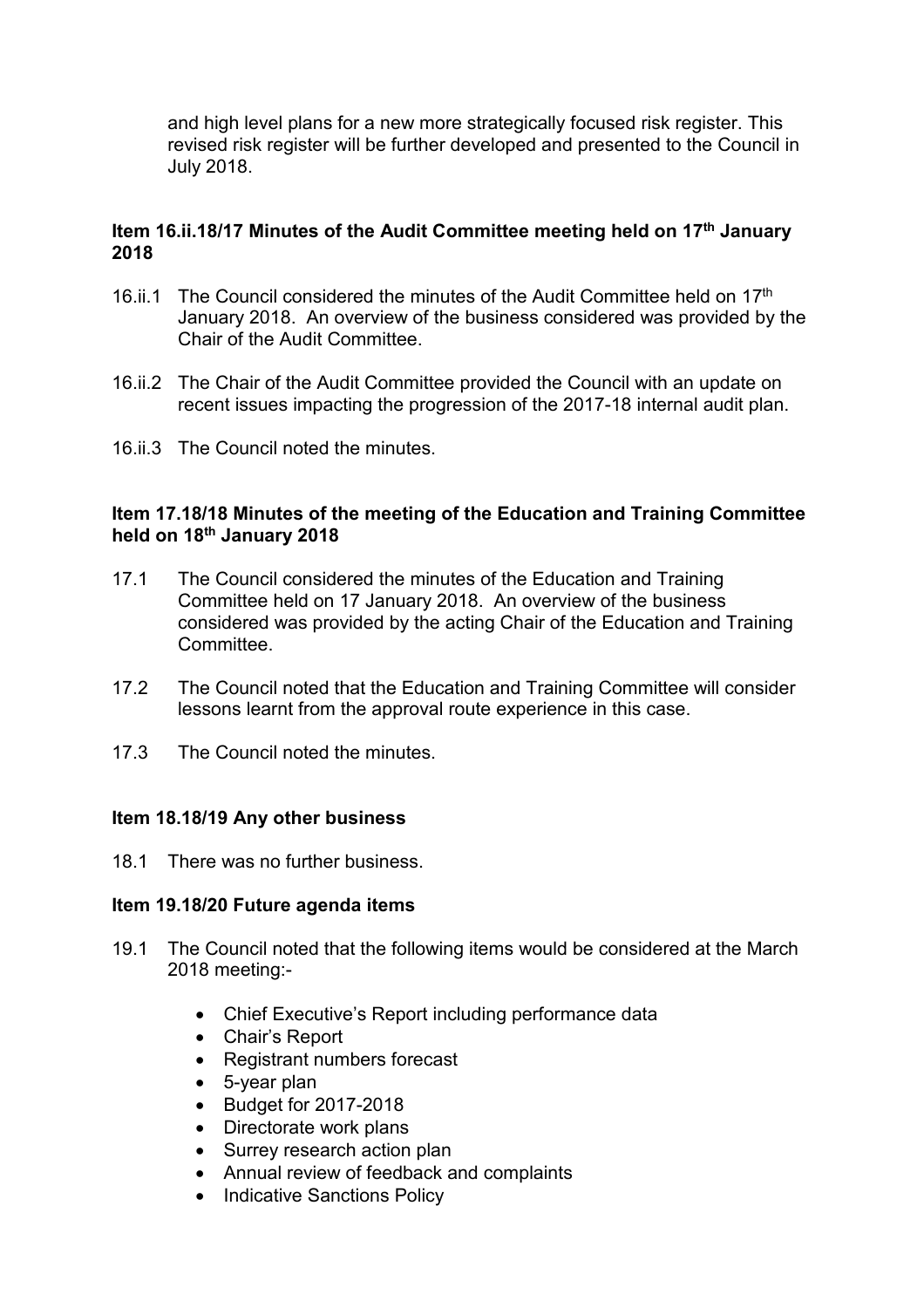and high level plans for a new more strategically focused risk register. This revised risk register will be further developed and presented to the Council in July 2018.

**Item 16.ii.18/17 Minutes of the Audit Committee meeting held on 17th January 2018**

16.ii.1 The Council considered the minutes of the Audit Committee held on 17th January 2018. An overview of the business considered was provided by the Chair of the Audit Committee.

16.ii.2 The Chair of the Audit Committee provided the Council with an update on recent issues impacting the progression of the 2017-18 internal audit plan.

16.ii.3 The Council noted the minutes.

**Item 17.18/18 Minutes of the meeting of the Education and Training Committee held on 18th January 2018**

17.1 The Council considered the minutes of the Education and Training Committee held on 17 January 2018. An overview of the business considered was provided by the acting Chair of the Education and Training Committee.

17.2 The Council noted that the Education and Training Committee will consider lessons learnt from the approval route experience in this case.

17.3 The Council noted the minutes.

**Item 18.18/19 Any other business**

18.1 There was no further business.

**Item 19.18/20 Future agenda items**

19.1 The Council noted that the following items would be considered at the March 2018 meeting:-

- Chief Executive's Report including performance data
- Chair's Report
- Registrant numbers forecast
- 5-year plan
- Budget for 2017-2018
- Directorate work plans
- Surrey research action plan
- Annual review of feedback and complaints
- Indicative Sanctions Policy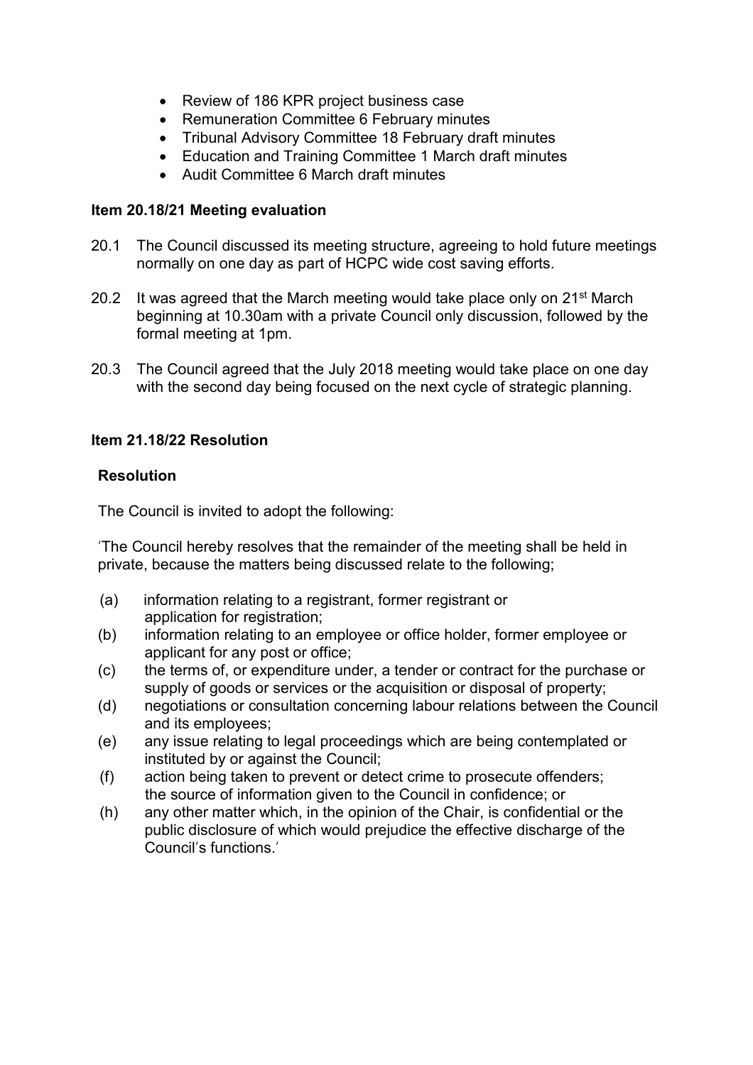- Review of 186 KPR project business case
- Remuneration Committee 6 February minutes
- Tribunal Advisory Committee 18 February draft minutes
- Education and Training Committee 1 March draft minutes
- Audit Committee 6 March draft minutes

**Item 20.18/21 Meeting evaluation**

20.1 The Council discussed its meeting structure, agreeing to hold future meetings normally on one day as part of HCPC wide cost saving efforts.

20.2 It was agreed that the March meeting would take place only on 21st March beginning at 10.30am with a private Council only discussion, followed by the formal meeting at 1pm.

20.3 The Council agreed that the July 2018 meeting would take place on one day with the second day being focused on the next cycle of strategic planning.

**Item 21.18/22 Resolution**

**Resolution**

The Council is invited to adopt the following:

'The Council hereby resolves that the remainder of the meeting shall be held in private, because the matters being discussed relate to the following;

(a) information relating to a registrant, former registrant or application for registration;
(b) information relating to an employee or office holder, former employee or applicant for any post or office;
(c) the terms of, or expenditure under, a tender or contract for the purchase or supply of goods or services or the acquisition or disposal of property;
(d) negotiations or consultation concerning labour relations between the Council and its employees;
(e) any issue relating to legal proceedings which are being contemplated or instituted by or against the Council;
(f) action being taken to prevent or detect crime to prosecute offenders; the source of information given to the Council in confidence; or
(h) any other matter which, in the opinion of the Chair, is confidential or the public disclosure of which would prejudice the effective discharge of the Council's functions.'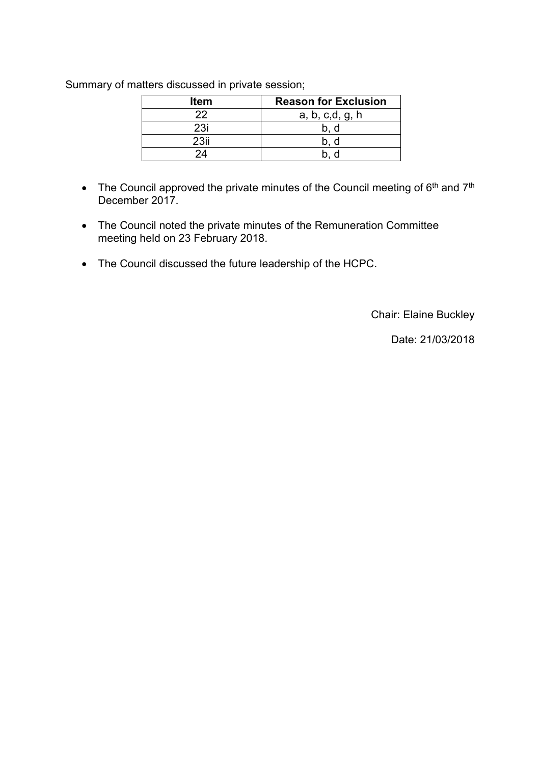Summary of matters discussed in private session;

| Item | Reason for Exclusion |
|---|---|
| 22 | a, b, c,d, g, h |
| 23i | b, d |
| 23ii | b, d |
| 24 | b, d |

- The Council approved the private minutes of the Council meeting of 6th and 7th December 2017.
- The Council noted the private minutes of the Remuneration Committee meeting held on 23 February 2018.
- The Council discussed the future leadership of the HCPC.

Chair: Elaine Buckley

Date: 21/03/2018